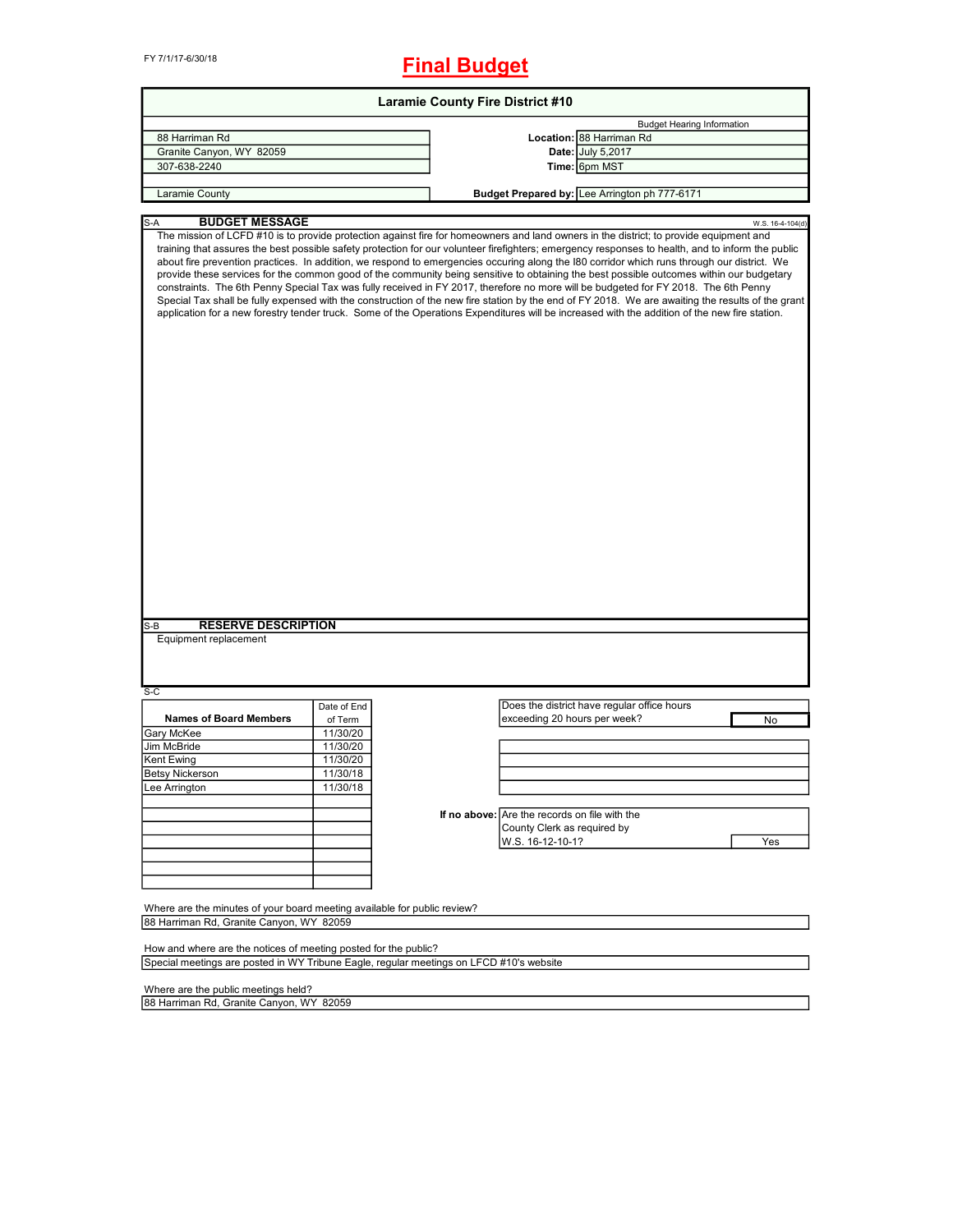FY 7/1/17-6/30/18

# Final Budget

## Laramie County Fire District #10

| | | Budget Hearing Information |
|---|---|---|
| 88 Harriman Rd | **Location:** | 88 Harriman Rd |
| Granite Canyon, WY 82059 | **Date:** | July 5,2017 |
| 307-638-2240 | **Time:** | 6pm MST |
| Laramie County | **Budget Prepared by:** | Lee Arrington ph 777-6171 |

S-A **BUDGET MESSAGE** W.S. 16-4-104(d)

The mission of LCFD #10 is to provide protection against fire for homeowners and land owners in the district; to provide equipment and training that assures the best possible safety protection for our volunteer firefighters; emergency responses to health, and to inform the public about fire prevention practices. In addition, we respond to emergencies occuring along the I80 corridor which runs through our district. We provide these services for the common good of the community being sensitive to obtaining the best possible outcomes within our budgetary constraints. The 6th Penny Special Tax was fully received in FY 2017, therefore no more will be budgeted for FY 2018. The 6th Penny Special Tax shall be fully expensed with the construction of the new fire station by the end of FY 2018. We are awaiting the results of the grant application for a new forestry tender truck. Some of the Operations Expenditures will be increased with the addition of the new fire station.

S-B **RESERVE DESCRIPTION**

Equipment replacement

S-C

| Names of Board Members | Date of End of Term |
|---|---|
| Gary McKee | 11/30/20 |
| Jim McBride | 11/30/20 |
| Kent Ewing | 11/30/20 |
| Betsy Nickerson | 11/30/18 |
| Lee Arrington | 11/30/18 |

Does the district have regular office hours exceeding 20 hours per week? **No**

**If no above:** Are the records on file with the County Clerk as required by W.S. 16-12-10-1? **Yes**

Where are the minutes of your board meeting available for public review?

88 Harriman Rd, Granite Canyon, WY 82059

How and where are the notices of meeting posted for the public?

Special meetings are posted in WY Tribune Eagle, regular meetings on LFCD #10's website

Where are the public meetings held?

88 Harriman Rd, Granite Canyon, WY 82059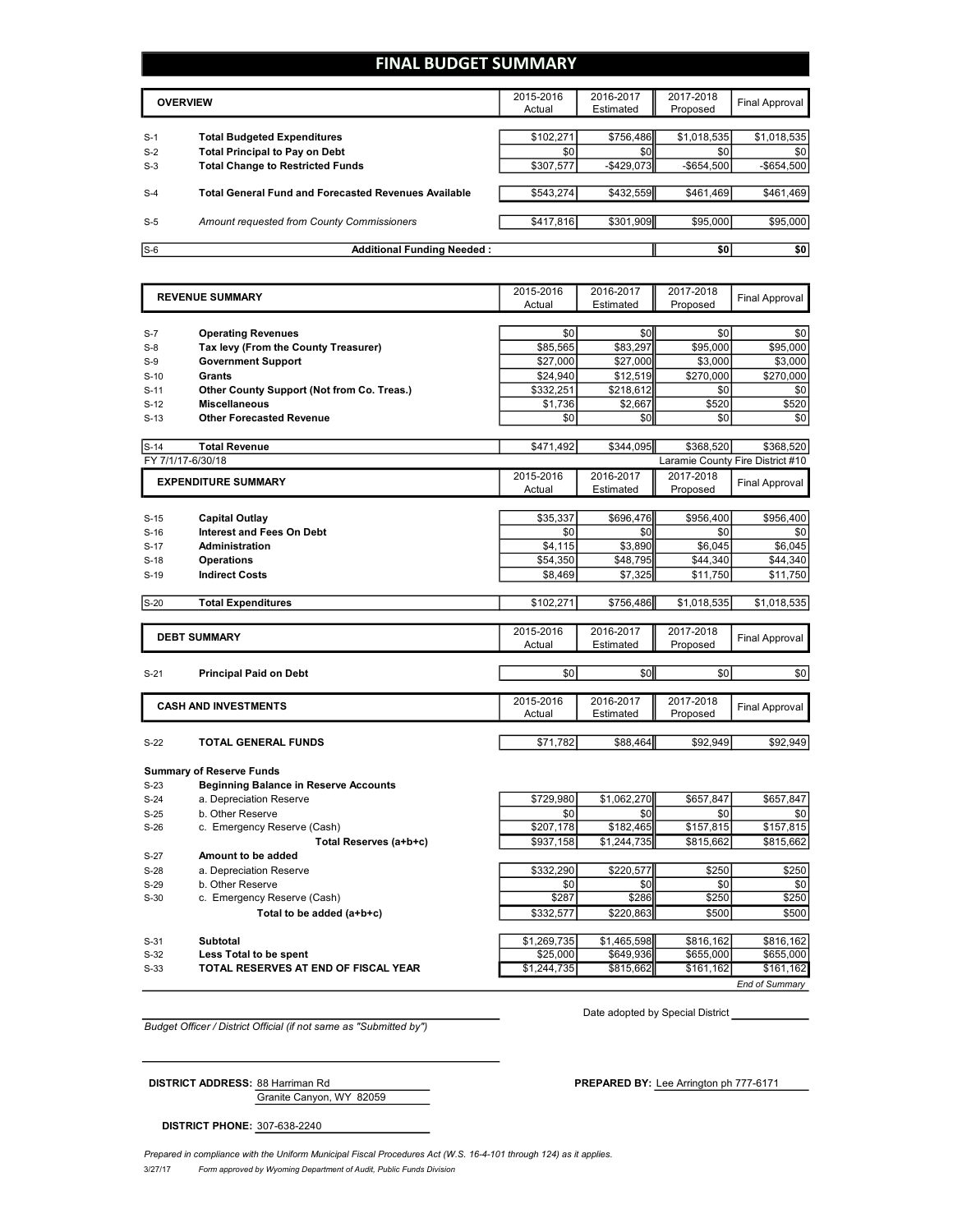# FINAL BUDGET SUMMARY

| | OVERVIEW | 2015-2016 Actual | 2016-2017 Estimated | 2017-2018 Proposed | Final Approval |
|---|---|---|---|---|---|
| S-1 | **Total Budgeted Expenditures** | $102,271 | $756,486 | $1,018,535 | $1,018,535 |
| S-2 | **Total Principal to Pay on Debt** | $0 | $0 | $0 | $0 |
| S-3 | **Total Change to Restricted Funds** | $307,577 | -$429,073 | -$654,500 | -$654,500 |
| S-4 | **Total General Fund and Forecasted Revenues Available** | $543,274 | $432,559 | $461,469 | $461,469 |
| S-5 | *Amount requested from County Commissioners* | $417,816 | $301,909 | $95,000 | $95,000 |
| S-6 | **Additional Funding Needed :** | | | **$0** | **$0** |

| | REVENUE SUMMARY | 2015-2016 Actual | 2016-2017 Estimated | 2017-2018 Proposed | Final Approval |
|---|---|---|---|---|---|
| S-7 | **Operating Revenues** | $0 | $0 | $0 | $0 |
| S-8 | **Tax levy (From the County Treasurer)** | $85,565 | $83,297 | $95,000 | $95,000 |
| S-9 | **Government Support** | $27,000 | $27,000 | $3,000 | $3,000 |
| S-10 | **Grants** | $24,940 | $12,519 | $270,000 | $270,000 |
| S-11 | **Other County Support (Not from Co. Treas.)** | $332,251 | $218,612 | $0 | $0 |
| S-12 | **Miscellaneous** | $1,736 | $2,667 | $520 | $520 |
| S-13 | **Other Forecasted Revenue** | $0 | $0 | $0 | $0 |
| S-14 | **Total Revenue** | $471,492 | $344,095 | $368,520 | $368,520 |

FY 7/1/17-6/30/18 — Laramie County Fire District #10

| | EXPENDITURE SUMMARY | 2015-2016 Actual | 2016-2017 Estimated | 2017-2018 Proposed | Final Approval |
|---|---|---|---|---|---|
| S-15 | **Capital Outlay** | $35,337 | $696,476 | $956,400 | $956,400 |
| S-16 | **Interest and Fees On Debt** | $0 | $0 | $0 | $0 |
| S-17 | **Administration** | $4,115 | $3,890 | $6,045 | $6,045 |
| S-18 | **Operations** | $54,350 | $48,795 | $44,340 | $44,340 |
| S-19 | **Indirect Costs** | $8,469 | $7,325 | $11,750 | $11,750 |
| S-20 | **Total Expenditures** | $102,271 | $756,486 | $1,018,535 | $1,018,535 |

| | DEBT SUMMARY | 2015-2016 Actual | 2016-2017 Estimated | 2017-2018 Proposed | Final Approval |
|---|---|---|---|---|---|
| S-21 | **Principal Paid on Debt** | $0 | $0 | $0 | $0 |

| | CASH AND INVESTMENTS | 2015-2016 Actual | 2016-2017 Estimated | 2017-2018 Proposed | Final Approval |
|---|---|---|---|---|---|
| S-22 | **TOTAL GENERAL FUNDS** | $71,782 | $88,464 | $92,949 | $92,949 |
| | **Summary of Reserve Funds** | | | | |
| S-23 | **Beginning Balance in Reserve Accounts** | | | | |
| S-24 | a. Depreciation Reserve | $729,980 | $1,062,270 | $657,847 | $657,847 |
| S-25 | b. Other Reserve | $0 | $0 | $0 | $0 |
| S-26 | c. Emergency Reserve (Cash) | $207,178 | $182,465 | $157,815 | $157,815 |
| | **Total Reserves (a+b+c)** | $937,158 | $1,244,735 | $815,662 | $815,662 |
| S-27 | **Amount to be added** | | | | |
| S-28 | a. Depreciation Reserve | $332,290 | $220,577 | $250 | $250 |
| S-29 | b. Other Reserve | $0 | $0 | $0 | $0 |
| S-30 | c. Emergency Reserve (Cash) | $287 | $286 | $250 | $250 |
| | **Total to be added (a+b+c)** | $332,577 | $220,863 | $500 | $500 |
| S-31 | **Subtotal** | $1,269,735 | $1,465,598 | $816,162 | $816,162 |
| S-32 | **Less Total to be spent** | $25,000 | $649,936 | $655,000 | $655,000 |
| S-33 | **TOTAL RESERVES AT END OF FISCAL YEAR** | $1,244,735 | $815,662 | $161,162 | $161,162 |

*End of Summary*

*Budget Officer / District Official (if not same as "Submitted by")*

Date adopted by Special District ____________

**DISTRICT ADDRESS:** 88 Harriman Rd
Granite Canyon, WY 82059

**PREPARED BY:** Lee Arrington ph 777-6171

**DISTRICT PHONE:** 307-638-2240

*Prepared in compliance with the Uniform Municipal Fiscal Procedures Act (W.S. 16-4-101 through 124) as it applies.*

3/27/17 *Form approved by Wyoming Department of Audit, Public Funds Division*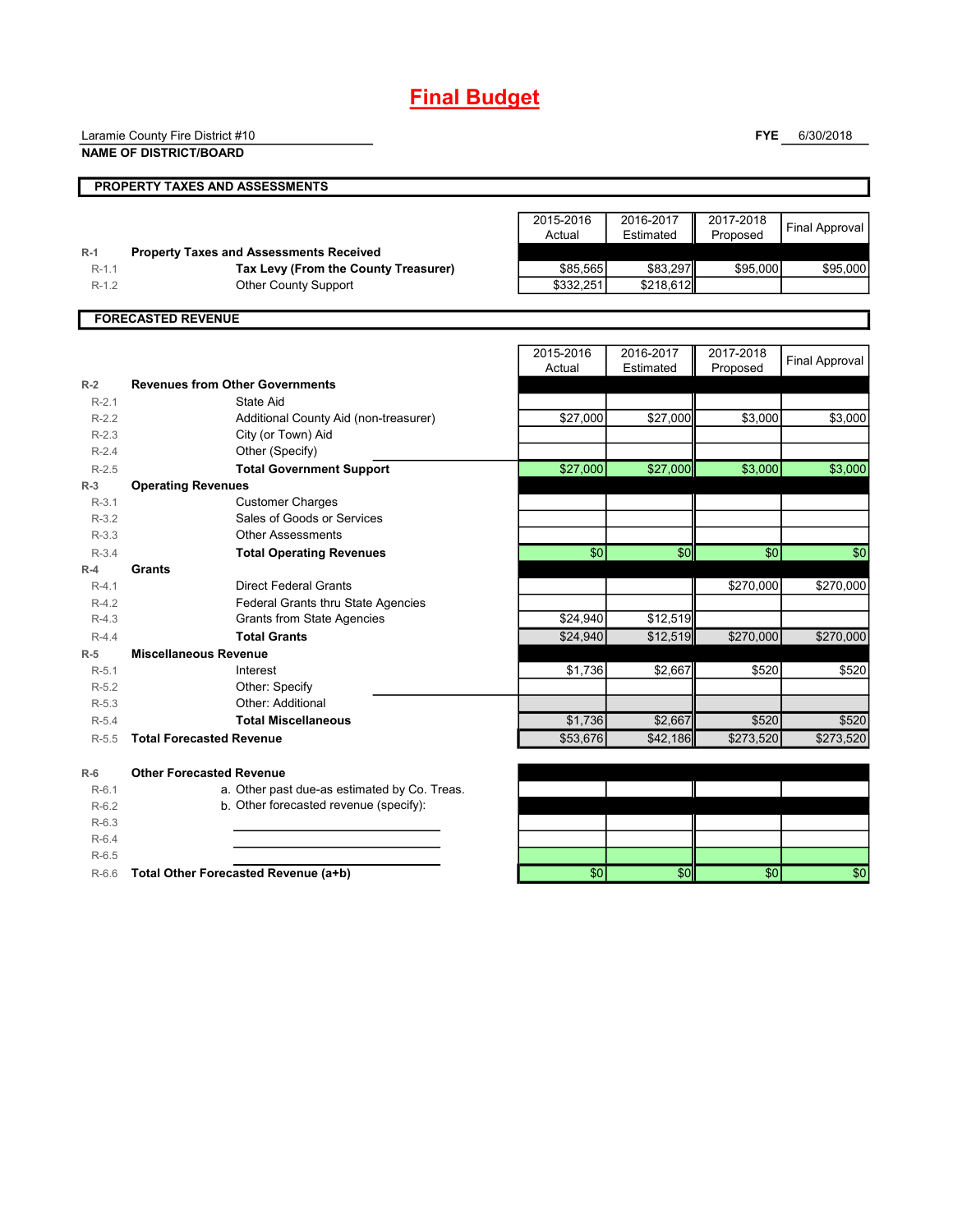# Final Budget

Laramie County Fire District #10
**NAME OF DISTRICT/BOARD**

**FYE** 6/30/2018

## PROPERTY TAXES AND ASSESSMENTS

| | | 2015-2016 Actual | 2016-2017 Estimated | 2017-2018 Proposed | Final Approval |
|---|---|---|---|---|---|
| R-1 | **Property Taxes and Assessments Received** | | | | |
| R-1.1 | **Tax Levy (From the County Treasurer)** | $85,565 | $83,297 | $95,000 | $95,000 |
| R-1.2 | Other County Support | $332,251 | $218,612 | | |

## FORECASTED REVENUE

| | | 2015-2016 Actual | 2016-2017 Estimated | 2017-2018 Proposed | Final Approval |
|---|---|---|---|---|---|
| R-2 | **Revenues from Other Governments** | | | | |
| R-2.1 | State Aid | | | | |
| R-2.2 | Additional County Aid (non-treasurer) | $27,000 | $27,000 | $3,000 | $3,000 |
| R-2.3 | City (or Town) Aid | | | | |
| R-2.4 | Other (Specify) | | | | |
| R-2.5 | **Total Government Support** | $27,000 | $27,000 | $3,000 | $3,000 |
| R-3 | **Operating Revenues** | | | | |
| R-3.1 | Customer Charges | | | | |
| R-3.2 | Sales of Goods or Services | | | | |
| R-3.3 | Other Assessments | | | | |
| R-3.4 | **Total Operating Revenues** | $0 | $0 | $0 | $0 |
| R-4 | **Grants** | | | | |
| R-4.1 | Direct Federal Grants | | | $270,000 | $270,000 |
| R-4.2 | Federal Grants thru State Agencies | | | | |
| R-4.3 | Grants from State Agencies | $24,940 | $12,519 | | |
| R-4.4 | **Total Grants** | $24,940 | $12,519 | $270,000 | $270,000 |
| R-5 | **Miscellaneous Revenue** | | | | |
| R-5.1 | Interest | $1,736 | $2,667 | $520 | $520 |
| R-5.2 | Other: Specify | | | | |
| R-5.3 | Other: Additional | | | | |
| R-5.4 | **Total Miscellaneous** | $1,736 | $2,667 | $520 | $520 |
| R-5.5 | **Total Forecasted Revenue** | $53,676 | $42,186 | $273,520 | $273,520 |
| R-6 | **Other Forecasted Revenue** | | | | |
| R-6.1 | a. Other past due-as estimated by Co. Treas. | | | | |
| R-6.2 | b. Other forecasted revenue (specify): | | | | |
| R-6.3 | | | | | |
| R-6.4 | | | | | |
| R-6.5 | | | | | |
| R-6.6 | **Total Other Forecasted Revenue (a+b)** | $0 | $0 | $0 | $0 |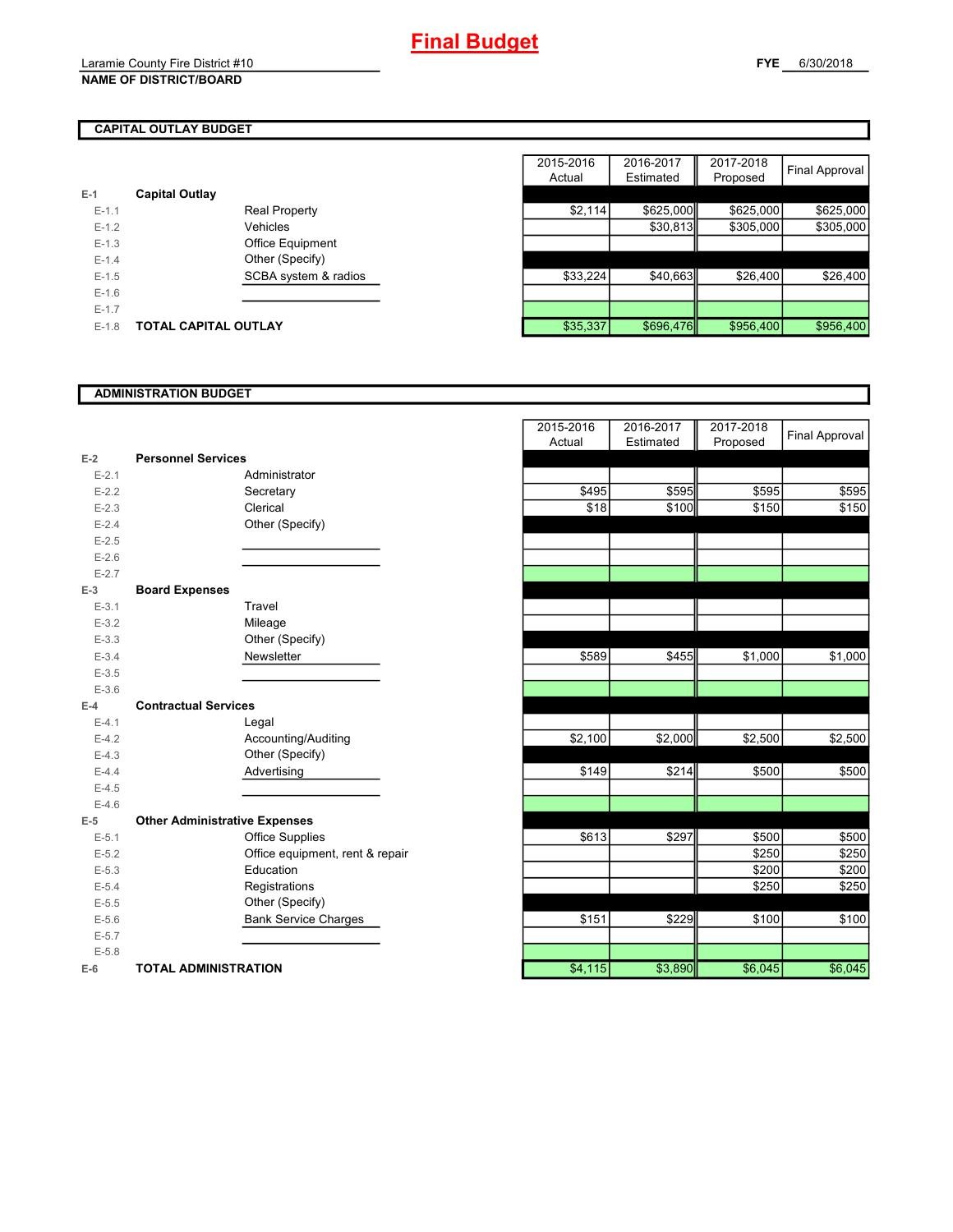# Final Budget

Laramie County Fire District #10
**NAME OF DISTRICT/BOARD**

**FYE** 6/30/2018

## CAPITAL OUTLAY BUDGET

| | | | 2015-2016 Actual | 2016-2017 Estimated | 2017-2018 Proposed | Final Approval |
|---|---|---|---|---|---|---|
| E-1 | **Capital Outlay** | | | | | |
| E-1.1 | | Real Property | $2,114 | $625,000 | $625,000 | $625,000 |
| E-1.2 | | Vehicles | | $30,813 | $305,000 | $305,000 |
| E-1.3 | | Office Equipment | | | | |
| E-1.4 | | Other (Specify) | | | | |
| E-1.5 | | SCBA system & radios | $33,224 | $40,663 | $26,400 | $26,400 |
| E-1.6 | | | | | | |
| E-1.7 | | | | | | |
| E-1.8 | **TOTAL CAPITAL OUTLAY** | | $35,337 | $696,476 | $956,400 | $956,400 |

## ADMINISTRATION BUDGET

| | | | 2015-2016 Actual | 2016-2017 Estimated | 2017-2018 Proposed | Final Approval |
|---|---|---|---|---|---|---|
| E-2 | **Personnel Services** | | | | | |
| E-2.1 | | Administrator | | | | |
| E-2.2 | | Secretary | $495 | $595 | $595 | $595 |
| E-2.3 | | Clerical | $18 | $100 | $150 | $150 |
| E-2.4 | | Other (Specify) | | | | |
| E-2.5 | | | | | | |
| E-2.6 | | | | | | |
| E-2.7 | | | | | | |
| E-3 | **Board Expenses** | | | | | |
| E-3.1 | | Travel | | | | |
| E-3.2 | | Mileage | | | | |
| E-3.3 | | Other (Specify) | | | | |
| E-3.4 | | Newsletter | $589 | $455 | $1,000 | $1,000 |
| E-3.5 | | | | | | |
| E-3.6 | | | | | | |
| E-4 | **Contractual Services** | | | | | |
| E-4.1 | | Legal | | | | |
| E-4.2 | | Accounting/Auditing | $2,100 | $2,000 | $2,500 | $2,500 |
| E-4.3 | | Other (Specify) | | | | |
| E-4.4 | | Advertising | $149 | $214 | $500 | $500 |
| E-4.5 | | | | | | |
| E-4.6 | | | | | | |
| E-5 | **Other Administrative Expenses** | | | | | |
| E-5.1 | | Office Supplies | $613 | $297 | $500 | $500 |
| E-5.2 | | Office equipment, rent & repair | | | $250 | $250 |
| E-5.3 | | Education | | | $200 | $200 |
| E-5.4 | | Registrations | | | $250 | $250 |
| E-5.5 | | Other (Specify) | | | | |
| E-5.6 | | Bank Service Charges | $151 | $229 | $100 | $100 |
| E-5.7 | | | | | | |
| E-5.8 | | | | | | |
| E-6 | **TOTAL ADMINISTRATION** | | $4,115 | $3,890 | $6,045 | $6,045 |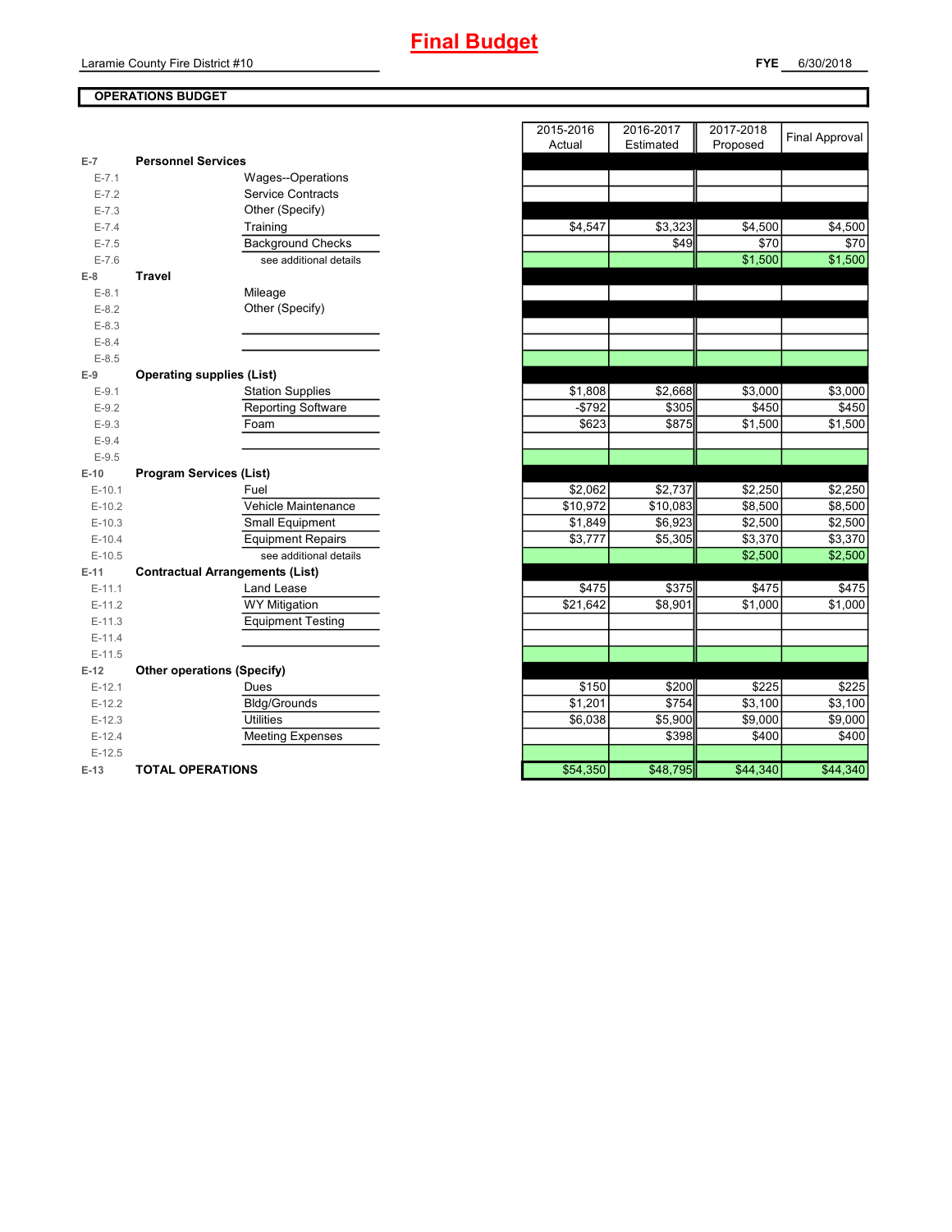# Final Budget

Laramie County Fire District #10

**FYE** 6/30/2018

## OPERATIONS BUDGET

| | | | 2015-2016 Actual | 2016-2017 Estimated | 2017-2018 Proposed | Final Approval |
|---|---|---|---|---|---|---|
| E-7 | **Personnel Services** | | | | | |
| E-7.1 | | Wages--Operations | | | | |
| E-7.2 | | Service Contracts | | | | |
| E-7.3 | | Other (Specify) | | | | |
| E-7.4 | | Training | $4,547 | $3,323 | $4,500 | $4,500 |
| E-7.5 | | Background Checks | | $49 | $70 | $70 |
| E-7.6 | | see additional details | | | $1,500 | $1,500 |
| E-8 | **Travel** | | | | | |
| E-8.1 | | Mileage | | | | |
| E-8.2 | | Other (Specify) | | | | |
| E-8.3 | | | | | | |
| E-8.4 | | | | | | |
| E-8.5 | | | | | | |
| E-9 | **Operating supplies (List)** | | | | | |
| E-9.1 | | Station Supplies | $1,808 | $2,668 | $3,000 | $3,000 |
| E-9.2 | | Reporting Software | -$792 | $305 | $450 | $450 |
| E-9.3 | | Foam | $623 | $875 | $1,500 | $1,500 |
| E-9.4 | | | | | | |
| E-9.5 | | | | | | |
| E-10 | **Program Services (List)** | | | | | |
| E-10.1 | | Fuel | $2,062 | $2,737 | $2,250 | $2,250 |
| E-10.2 | | Vehicle Maintenance | $10,972 | $10,083 | $8,500 | $8,500 |
| E-10.3 | | Small Equipment | $1,849 | $6,923 | $2,500 | $2,500 |
| E-10.4 | | Equipment Repairs | $3,777 | $5,305 | $3,370 | $3,370 |
| E-10.5 | | see additional details | | | $2,500 | $2,500 |
| E-11 | **Contractual Arrangements (List)** | | | | | |
| E-11.1 | | Land Lease | $475 | $375 | $475 | $475 |
| E-11.2 | | WY Mitigation | $21,642 | $8,901 | $1,000 | $1,000 |
| E-11.3 | | Equipment Testing | | | | |
| E-11.4 | | | | | | |
| E-11.5 | | | | | | |
| E-12 | **Other operations (Specify)** | | | | | |
| E-12.1 | | Dues | $150 | $200 | $225 | $225 |
| E-12.2 | | Bldg/Grounds | $1,201 | $754 | $3,100 | $3,100 |
| E-12.3 | | Utilities | $6,038 | $5,900 | $9,000 | $9,000 |
| E-12.4 | | Meeting Expenses | | $398 | $400 | $400 |
| E-12.5 | | | | | | |
| E-13 | **TOTAL OPERATIONS** | | $54,350 | $48,795 | $44,340 | $44,340 |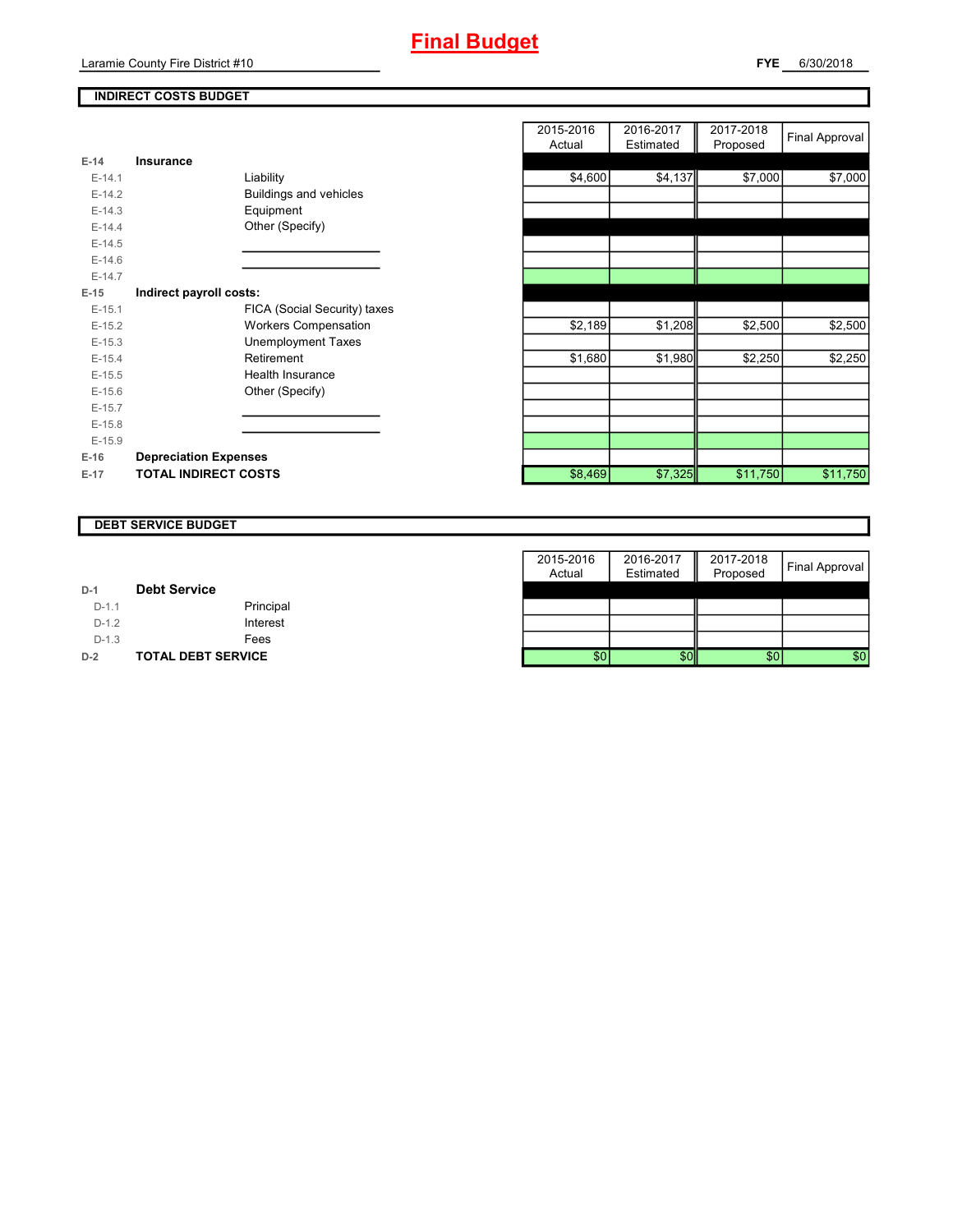# Final Budget

Laramie County Fire District #10

**FYE** 6/30/2018

## INDIRECT COSTS BUDGET

| | | | 2015-2016 Actual | 2016-2017 Estimated | 2017-2018 Proposed | Final Approval |
|---|---|---|---|---|---|---|
| **E-14** | **Insurance** | | | | | |
| E-14.1 | | Liability | $4,600 | $4,137 | $7,000 | $7,000 |
| E-14.2 | | Buildings and vehicles | | | | |
| E-14.3 | | Equipment | | | | |
| E-14.4 | | Other (Specify) | | | | |
| E-14.5 | | | | | | |
| E-14.6 | | | | | | |
| E-14.7 | | | | | | |
| **E-15** | **Indirect payroll costs:** | | | | | |
| E-15.1 | | FICA (Social Security) taxes | | | | |
| E-15.2 | | Workers Compensation | $2,189 | $1,208 | $2,500 | $2,500 |
| E-15.3 | | Unemployment Taxes | | | | |
| E-15.4 | | Retirement | $1,680 | $1,980 | $2,250 | $2,250 |
| E-15.5 | | Health Insurance | | | | |
| E-15.6 | | Other (Specify) | | | | |
| E-15.7 | | | | | | |
| E-15.8 | | | | | | |
| E-15.9 | | | | | | |
| **E-16** | **Depreciation Expenses** | | | | | |
| **E-17** | **TOTAL INDIRECT COSTS** | | $8,469 | $7,325 | $11,750 | $11,750 |

## DEBT SERVICE BUDGET

| | | | 2015-2016 Actual | 2016-2017 Estimated | 2017-2018 Proposed | Final Approval |
|---|---|---|---|---|---|---|
| **D-1** | **Debt Service** | | | | | |
| D-1.1 | | Principal | | | | |
| D-1.2 | | Interest | | | | |
| D-1.3 | | Fees | | | | |
| **D-2** | **TOTAL DEBT SERVICE** | | $0 | $0 | $0 | $0 |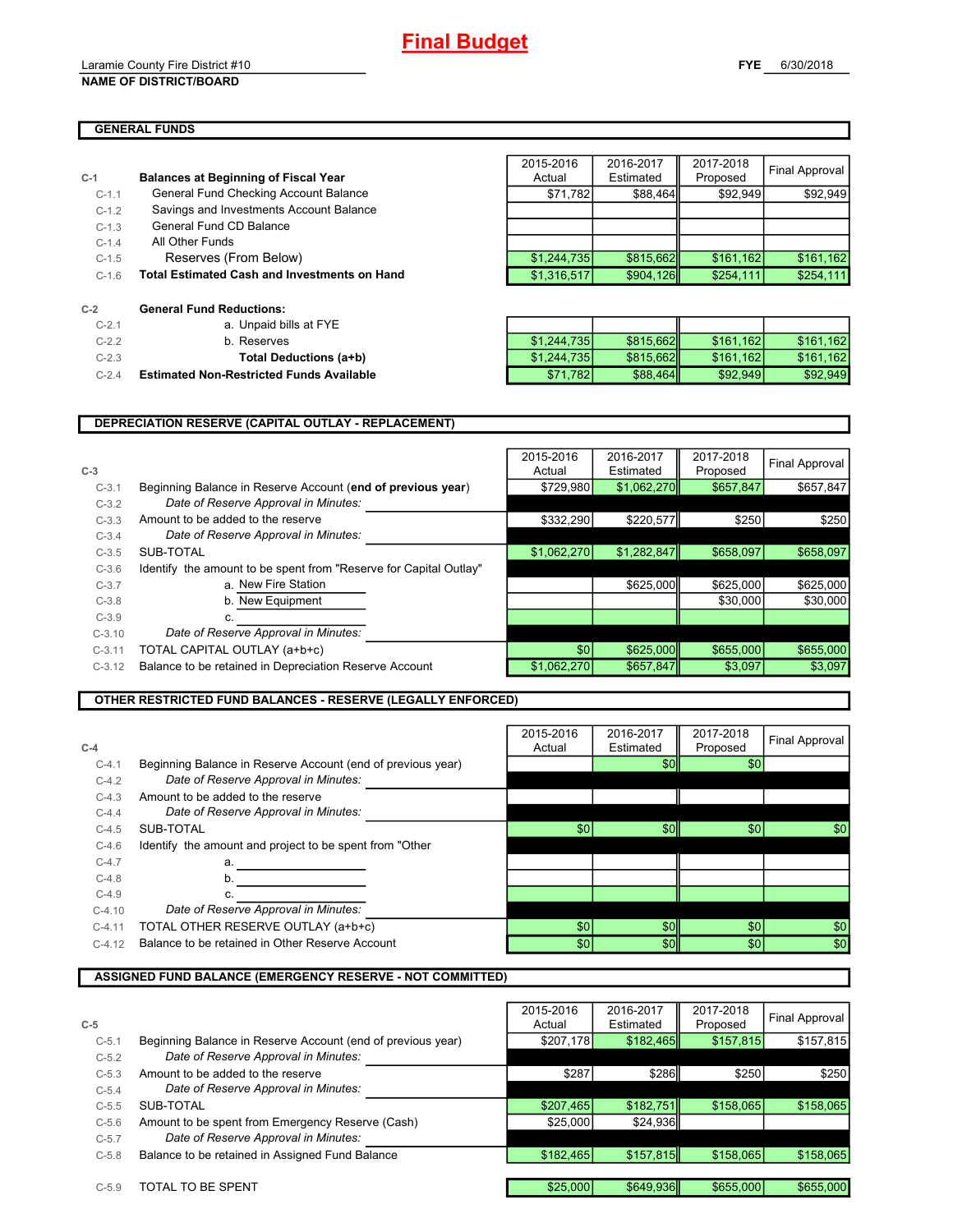# Final Budget

Laramie County Fire District #10
**NAME OF DISTRICT/BOARD**

**FYE** 6/30/2018

## GENERAL FUNDS

| | | 2015-2016 Actual | 2016-2017 Estimated | 2017-2018 Proposed | Final Approval |
|---|---|---|---|---|---|
| **C-1** | **Balances at Beginning of Fiscal Year** | | | | |
| C-1.1 | General Fund Checking Account Balance | $71,782 | $88,464 | $92,949 | $92,949 |
| C-1.2 | Savings and Investments Account Balance | | | | |
| C-1.3 | General Fund CD Balance | | | | |
| C-1.4 | All Other Funds | | | | |
| C-1.5 | Reserves (From Below) | $1,244,735 | $815,662 | $161,162 | $161,162 |
| C-1.6 | **Total Estimated Cash and Investments on Hand** | $1,316,517 | $904,126 | $254,111 | $254,111 |
| **C-2** | **General Fund Reductions:** | | | | |
| C-2.1 | a. Unpaid bills at FYE | | | | |
| C-2.2 | b. Reserves | $1,244,735 | $815,662 | $161,162 | $161,162 |
| C-2.3 | **Total Deductions (a+b)** | $1,244,735 | $815,662 | $161,162 | $161,162 |
| C-2.4 | **Estimated Non-Restricted Funds Available** | $71,782 | $88,464 | $92,949 | $92,949 |

## DEPRECIATION RESERVE (CAPITAL OUTLAY - REPLACEMENT)

| **C-3** | | 2015-2016 Actual | 2016-2017 Estimated | 2017-2018 Proposed | Final Approval |
|---|---|---|---|---|---|
| C-3.1 | Beginning Balance in Reserve Account (**end of previous year**) | $729,980 | $1,062,270 | $657,847 | $657,847 |
| C-3.2 | *Date of Reserve Approval in Minutes:* | | | | |
| C-3.3 | Amount to be added to the reserve | $332,290 | $220,577 | $250 | $250 |
| C-3.4 | *Date of Reserve Approval in Minutes:* | | | | |
| C-3.5 | SUB-TOTAL | $1,062,270 | $1,282,847 | $658,097 | $658,097 |
| C-3.6 | Identify the amount to be spent from "Reserve for Capital Outlay" | | | | |
| C-3.7 | a. New Fire Station | | $625,000 | $625,000 | $625,000 |
| C-3.8 | b. New Equipment | | | $30,000 | $30,000 |
| C-3.9 | c. | | | | |
| C-3.10 | *Date of Reserve Approval in Minutes:* | | | | |
| C-3.11 | TOTAL CAPITAL OUTLAY (a+b+c) | $0 | $625,000 | $655,000 | $655,000 |
| C-3.12 | Balance to be retained in Depreciation Reserve Account | $1,062,270 | $657,847 | $3,097 | $3,097 |

## OTHER RESTRICTED FUND BALANCES - RESERVE (LEGALLY ENFORCED)

| **C-4** | | 2015-2016 Actual | 2016-2017 Estimated | 2017-2018 Proposed | Final Approval |
|---|---|---|---|---|---|
| C-4.1 | Beginning Balance in Reserve Account (end of previous year) | | $0 | $0 | |
| C-4.2 | *Date of Reserve Approval in Minutes:* | | | | |
| C-4.3 | Amount to be added to the reserve | | | | |
| C-4.4 | *Date of Reserve Approval in Minutes:* | | | | |
| C-4.5 | SUB-TOTAL | $0 | $0 | $0 | $0 |
| C-4.6 | Identify the amount and project to be spent from "Other | | | | |
| C-4.7 | a. | | | | |
| C-4.8 | b. | | | | |
| C-4.9 | c. | | | | |
| C-4.10 | *Date of Reserve Approval in Minutes:* | | | | |
| C-4.11 | TOTAL OTHER RESERVE OUTLAY (a+b+c) | $0 | $0 | $0 | $0 |
| C-4.12 | Balance to be retained in Other Reserve Account | $0 | $0 | $0 | $0 |

## ASSIGNED FUND BALANCE (EMERGENCY RESERVE - NOT COMMITTED)

| **C-5** | | 2015-2016 Actual | 2016-2017 Estimated | 2017-2018 Proposed | Final Approval |
|---|---|---|---|---|---|
| C-5.1 | Beginning Balance in Reserve Account (end of previous year) | $207,178 | $182,465 | $157,815 | $157,815 |
| C-5.2 | *Date of Reserve Approval in Minutes:* | | | | |
| C-5.3 | Amount to be added to the reserve | $287 | $286 | $250 | $250 |
| C-5.4 | *Date of Reserve Approval in Minutes:* | | | | |
| C-5.5 | SUB-TOTAL | $207,465 | $182,751 | $158,065 | $158,065 |
| C-5.6 | Amount to be spent from Emergency Reserve (Cash) | $25,000 | $24,936 | | |
| C-5.7 | *Date of Reserve Approval in Minutes:* | | | | |
| C-5.8 | Balance to be retained in Assigned Fund Balance | $182,465 | $157,815 | $158,065 | $158,065 |
| C-5.9 | TOTAL TO BE SPENT | $25,000 | $649,936 | $655,000 | $655,000 |